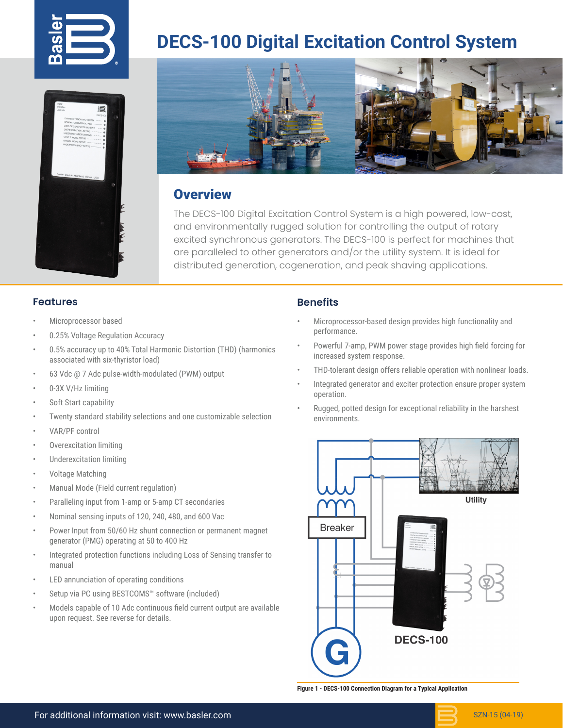# DECS-100 Digital Excitation Control System

## Overview

The DECS-100 Digital Excitation Control System is a high powered, low-cost, and environmentally rugged solution for controlling the output of rotary excited synchronous generators. The DECS-100 is perfect for machines that are paralleled to other generators and/or the utility system. It is ideal for distributed generation, cogeneration, and peak shaving applications.

## Features

- Microprocessor based
- 0.25% Voltage Regulation Accuracy
- 0.5% accuracy up to 40% Total Harmonic Distortion (THD) (harmonics associated with six-thyristor load)
- 63 Vdc @ 7 Adc pulse-width-modulated (PWM) output
- 0-3X V/Hz limiting
- Soft Start capability
- Twenty standard stability selections and one customizable selection
- VAR/PF control
- Overexcitation limiting
- Underexcitation limiting
- Voltage Matching
- Manual Mode (Field current regulation)
- Paralleling input from 1-amp or 5-amp CT secondaries
- Nominal sensing inputs of 120, 240, 480, and 600 Vac
- Power Input from 50/60 Hz shunt connection or permanent magnet generator (PMG) operating at 50 to 400 Hz
- Integrated protection functions including Loss of Sensing transfer to manual
- LED annunciation of operating conditions
- Setup via PC using BESTCOMS™ software (included)
- Models capable of 10 Adc continuous field current output are available upon request. See reverse for details.

## Benefits

- Microprocessor-based design provides high functionality and performance.
- Powerful 7-amp, PWM power stage provides high field forcing for increased system response.
- THD-tolerant design offers reliable operation with nonlinear loads.
- Integrated generator and exciter protection ensure proper system operation.
- Rugged, potted design for exceptional reliability in the harshest environments.

Utility

Breaker

DECS-100

G

Figure 1 - DECS-100 Connection Diagram for a Typical Application

For additional information visit: www.basler.com

SZN-15 (04-19)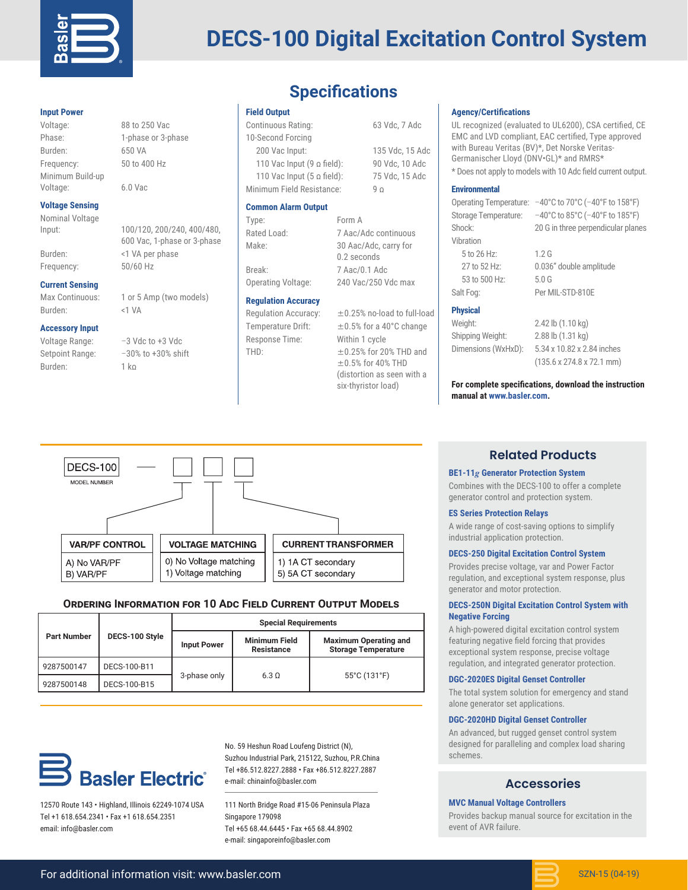# DECS-100 Digital Excitation Control System

## Specifications

### Input Power

| | |
|---|---|
| Voltage: | 88 to 250 Vac |
| Phase: | 1-phase or 3-phase |
| Burden: | 650 VA |
| Frequency: | 50 to 400 Hz |
| Minimum Build-up Voltage: | 6.0 Vac |

### Voltage Sensing

| | |
|---|---|
| Nominal Voltage Input: | 100/120, 200/240, 400/480, 600 Vac, 1-phase or 3-phase |
| Burden: | <1 VA per phase |
| Frequency: | 50/60 Hz |

### Current Sensing

| | |
|---|---|
| Max Continuous: | 1 or 5 Amp (two models) |
| Burden: | <1 VA |

### Accessory Input

| | |
|---|---|
| Voltage Range: | −3 Vdc to +3 Vdc |
| Setpoint Range: | −30% to +30% shift |
| Burden: | 1 kΩ |

### Field Output

| | |
|---|---|
| Continuous Rating: | 63 Vdc, 7 Adc |
| 10-Second Forcing | |
| 200 Vac Input: | 135 Vdc, 15 Adc |
| 110 Vac Input (9 Ω field): | 90 Vdc, 10 Adc |
| 110 Vac Input (5 Ω field): | 75 Vdc, 15 Adc |
| Minimum Field Resistance: | 9 Ω |

### Common Alarm Output

| | |
|---|---|
| Type: | Form A |
| Rated Load: | 7 Aac/Adc continuous |
| Make: | 30 Aac/Adc, carry for 0.2 seconds |
| Break: | 7 Aac/0.1 Adc |
| Operating Voltage: | 240 Vac/250 Vdc max |

### Regulation Accuracy

| | |
|---|---|
| Regulation Accuracy: | ±0.25% no-load to full-load |
| Temperature Drift: | ±0.5% for a 40°C change |
| Response Time: | Within 1 cycle |
| THD: | ±0.25% for 20% THD and ±0.5% for 40% THD (distortion as seen with a six-thyristor load) |

### Agency/Certifications

UL recognized (evaluated to UL6200), CSA certified, CE EMC and LVD compliant, EAC certified, Type approved with Bureau Veritas (BV)*, Det Norske Veritas-Germanischer Lloyd (DNV•GL)* and RMRS*

* Does not apply to models with 10 Adc field current output.

### Environmental

| | |
|---|---|
| Operating Temperature: | −40°C to 70°C (−40°F to 158°F) |
| Storage Temperature: | −40°C to 85°C (−40°F to 185°F) |
| Shock: | 20 G in three perpendicular planes |
| Vibration | |
| 5 to 26 Hz: | 1.2 G |
| 27 to 52 Hz: | 0.036" double amplitude |
| 53 to 500 Hz: | 5.0 G |
| Salt Fog: | Per MIL-STD-810E |

### Physical

| | |
|---|---|
| Weight: | 2.42 lb (1.10 kg) |
| Shipping Weight: | 2.88 lb (1.31 kg) |
| Dimensions (WxHxD): | 5.34 x 10.82 x 2.84 inches (135.6 x 274.8 x 72.1 mm) |

**For complete specifications, download the instruction manual at www.basler.com.**

---

DECS-100 — ☐ ☐ ☐

MODEL NUMBER

**VAR/PF CONTROL**
- A) No VAR/PF
- B) VAR/PF

**VOLTAGE MATCHING**
- 0) No Voltage matching
- 1) Voltage matching

**CURRENT TRANSFORMER**
- 1) 1A CT secondary
- 5) 5A CT secondary

### Ordering Information for 10 Adc Field Current Output Models

| Part Number | DECS-100 Style | Special Requirements | | |
|---|---|---|---|---|
| | | Input Power | Minimum Field Resistance | Maximum Operating and Storage Temperature |
| 9287500147 | DECS-100-B11 | 3-phase only | 6.3 Ω | 55°C (131°F) |
| 9287500148 | DECS-100-B15 | | | |

## Related Products

**BE1-11*g* Generator Protection System**
Combines with the DECS-100 to offer a complete generator control and protection system.

**ES Series Protection Relays**
A wide range of cost-saving options to simplify industrial application protection.

**DECS-250 Digital Excitation Control System**
Provides precise voltage, var and Power Factor regulation, and exceptional system response, plus generator and motor protection.

**DECS-250N Digital Excitation Control System with Negative Forcing**
A high-powered digital excitation control system featuring negative field forcing that provides exceptional system response, precise voltage regulation, and integrated generator protection.

**DGC-2020ES Digital Genset Controller**
The total system solution for emergency and stand alone generator set applications.

**DGC-2020HD Digital Genset Controller**
An advanced, but rugged genset control system designed for paralleling and complex load sharing schemes.

## Accessories

**MVC Manual Voltage Controllers**
Provides backup manual source for excitation in the event of AVR failure.

---

**Basler Electric**

12570 Route 143 • Highland, Illinois 62249-1074 USA
Tel +1 618.654.2341 • Fax +1 618.654.2351
email: info@basler.com

No. 59 Heshun Road Loufeng District (N),
Suzhou Industrial Park, 215122, Suzhou, P.R.China
Tel +86.512.8227.2888 • Fax +86.512.8227.2887
e-mail: chinainfo@basler.com

111 North Bridge Road #15-06 Peninsula Plaza
Singapore 179098
Tel +65 68.44.6445 • Fax +65 68.44.8902
e-mail: singaporeinfo@basler.com

For additional information visit: www.basler.com

SZN-15 (04-19)